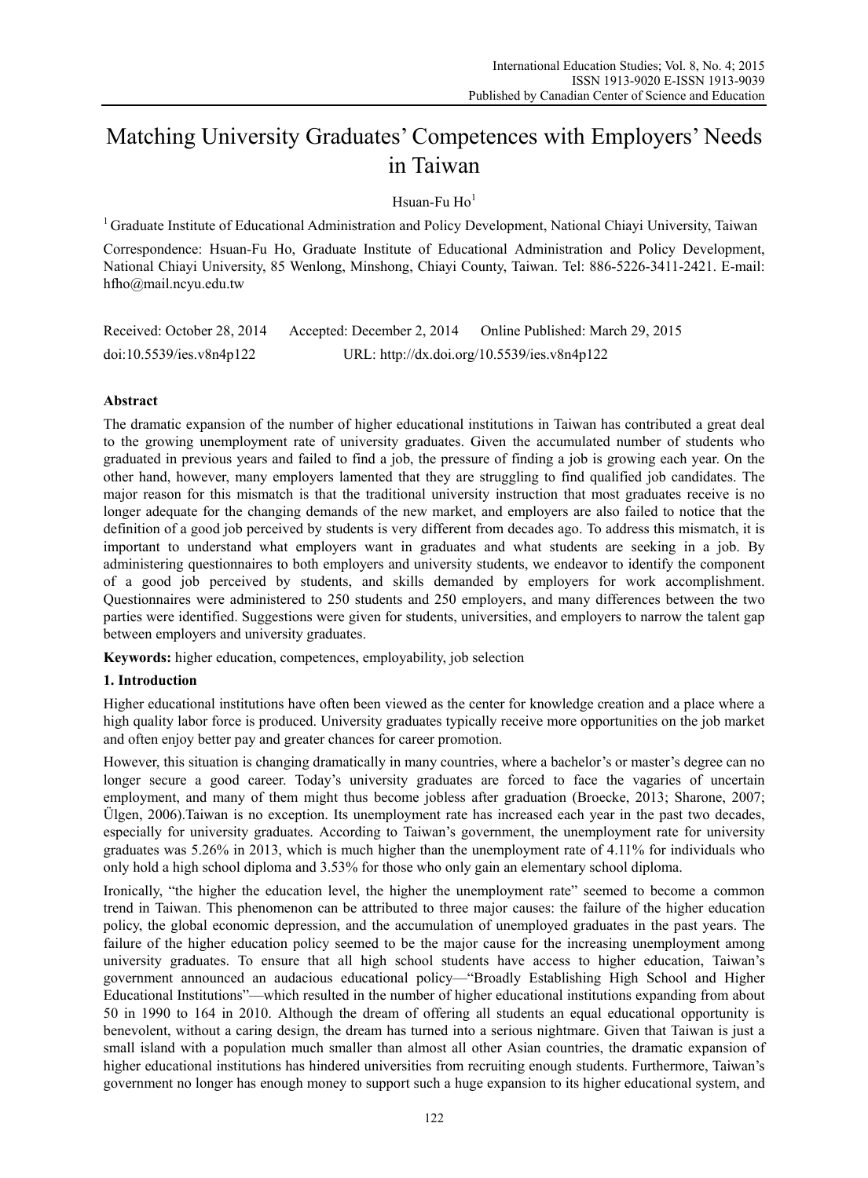# Matching University Graduates' Competences with Employers' Needs in Taiwan

Hsuan-Fu Ho[1]

[1] Graduate Institute of Educational Administration and Policy Development, National Chiayi University, Taiwan

Correspondence: Hsuan-Fu Ho, Graduate Institute of Educational Administration and Policy Development, National Chiayi University, 85 Wenlong, Minshong, Chiayi County, Taiwan. Tel: 886-5226-3411-2421. E-mail: hfho@mail.ncyu.edu.tw

Received: October 28, 2014 Accepted: December 2, 2014 Online Published: March 29, 2015

doi:10.5539/ies.v8n4p122 URL: http://dx.doi.org/10.5539/ies.v8n4p122

## Abstract

The dramatic expansion of the number of higher educational institutions in Taiwan has contributed a great deal to the growing unemployment rate of university graduates. Given the accumulated number of students who graduated in previous years and failed to find a job, the pressure of finding a job is growing each year. On the other hand, however, many employers lamented that they are struggling to find qualified job candidates. The major reason for this mismatch is that the traditional university instruction that most graduates receive is no longer adequate for the changing demands of the new market, and employers are also failed to notice that the definition of a good job perceived by students is very different from decades ago. To address this mismatch, it is important to understand what employers want in graduates and what students are seeking in a job. By administering questionnaires to both employers and university students, we endeavor to identify the component of a good job perceived by students, and skills demanded by employers for work accomplishment. Questionnaires were administered to 250 students and 250 employers, and many differences between the two parties were identified. Suggestions were given for students, universities, and employers to narrow the talent gap between employers and university graduates.

**Keywords:** higher education, competences, employability, job selection

## 1. Introduction

Higher educational institutions have often been viewed as the center for knowledge creation and a place where a high quality labor force is produced. University graduates typically receive more opportunities on the job market and often enjoy better pay and greater chances for career promotion.

However, this situation is changing dramatically in many countries, where a bachelor's or master's degree can no longer secure a good career. Today's university graduates are forced to face the vagaries of uncertain employment, and many of them might thus become jobless after graduation (Broecke, 2013; Sharone, 2007; Ülgen, 2006).Taiwan is no exception. Its unemployment rate has increased each year in the past two decades, especially for university graduates. According to Taiwan's government, the unemployment rate for university graduates was 5.26% in 2013, which is much higher than the unemployment rate of 4.11% for individuals who only hold a high school diploma and 3.53% for those who only gain an elementary school diploma.

Ironically, "the higher the education level, the higher the unemployment rate" seemed to become a common trend in Taiwan. This phenomenon can be attributed to three major causes: the failure of the higher education policy, the global economic depression, and the accumulation of unemployed graduates in the past years. The failure of the higher education policy seemed to be the major cause for the increasing unemployment among university graduates. To ensure that all high school students have access to higher education, Taiwan's government announced an audacious educational policy—"Broadly Establishing High School and Higher Educational Institutions"—which resulted in the number of higher educational institutions expanding from about 50 in 1990 to 164 in 2010. Although the dream of offering all students an equal educational opportunity is benevolent, without a caring design, the dream has turned into a serious nightmare. Given that Taiwan is just a small island with a population much smaller than almost all other Asian countries, the dramatic expansion of higher educational institutions has hindered universities from recruiting enough students. Furthermore, Taiwan's government no longer has enough money to support such a huge expansion to its higher educational system, and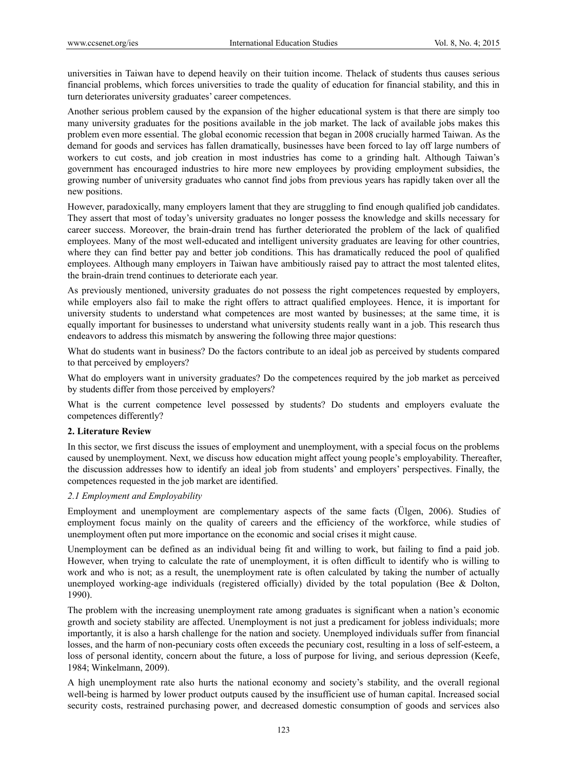universities in Taiwan have to depend heavily on their tuition income. Thelack of students thus causes serious financial problems, which forces universities to trade the quality of education for financial stability, and this in turn deteriorates university graduates' career competences.

Another serious problem caused by the expansion of the higher educational system is that there are simply too many university graduates for the positions available in the job market. The lack of available jobs makes this problem even more essential. The global economic recession that began in 2008 crucially harmed Taiwan. As the demand for goods and services has fallen dramatically, businesses have been forced to lay off large numbers of workers to cut costs, and job creation in most industries has come to a grinding halt. Although Taiwan's government has encouraged industries to hire more new employees by providing employment subsidies, the growing number of university graduates who cannot find jobs from previous years has rapidly taken over all the new positions.

However, paradoxically, many employers lament that they are struggling to find enough qualified job candidates. They assert that most of today's university graduates no longer possess the knowledge and skills necessary for career success. Moreover, the brain-drain trend has further deteriorated the problem of the lack of qualified employees. Many of the most well-educated and intelligent university graduates are leaving for other countries, where they can find better pay and better job conditions. This has dramatically reduced the pool of qualified employees. Although many employers in Taiwan have ambitiously raised pay to attract the most talented elites, the brain-drain trend continues to deteriorate each year.

As previously mentioned, university graduates do not possess the right competences requested by employers, while employers also fail to make the right offers to attract qualified employees. Hence, it is important for university students to understand what competences are most wanted by businesses; at the same time, it is equally important for businesses to understand what university students really want in a job. This research thus endeavors to address this mismatch by answering the following three major questions:

What do students want in business? Do the factors contribute to an ideal job as perceived by students compared to that perceived by employers?

What do employers want in university graduates? Do the competences required by the job market as perceived by students differ from those perceived by employers?

What is the current competence level possessed by students? Do students and employers evaluate the competences differently?

## 2. Literature Review

In this sector, we first discuss the issues of employment and unemployment, with a special focus on the problems caused by unemployment. Next, we discuss how education might affect young people's employability. Thereafter, the discussion addresses how to identify an ideal job from students' and employers' perspectives. Finally, the competences requested in the job market are identified.

### *2.1 Employment and Employability*

Employment and unemployment are complementary aspects of the same facts (Ülgen, 2006). Studies of employment focus mainly on the quality of careers and the efficiency of the workforce, while studies of unemployment often put more importance on the economic and social crises it might cause.

Unemployment can be defined as an individual being fit and willing to work, but failing to find a paid job. However, when trying to calculate the rate of unemployment, it is often difficult to identify who is willing to work and who is not; as a result, the unemployment rate is often calculated by taking the number of actually unemployed working-age individuals (registered officially) divided by the total population (Bee & Dolton, 1990).

The problem with the increasing unemployment rate among graduates is significant when a nation's economic growth and society stability are affected. Unemployment is not just a predicament for jobless individuals; more importantly, it is also a harsh challenge for the nation and society. Unemployed individuals suffer from financial losses, and the harm of non-pecuniary costs often exceeds the pecuniary cost, resulting in a loss of self-esteem, a loss of personal identity, concern about the future, a loss of purpose for living, and serious depression (Keefe, 1984; Winkelmann, 2009).

A high unemployment rate also hurts the national economy and society's stability, and the overall regional well-being is harmed by lower product outputs caused by the insufficient use of human capital. Increased social security costs, restrained purchasing power, and decreased domestic consumption of goods and services also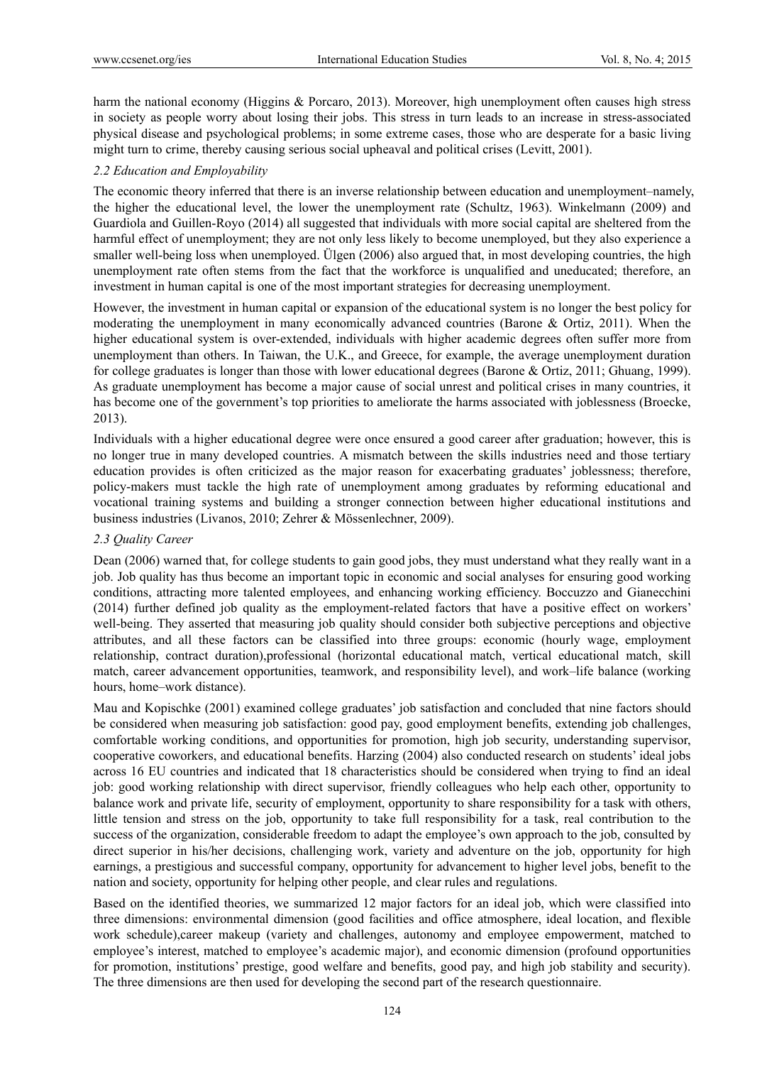harm the national economy (Higgins & Porcaro, 2013). Moreover, high unemployment often causes high stress in society as people worry about losing their jobs. This stress in turn leads to an increase in stress-associated physical disease and psychological problems; in some extreme cases, those who are desperate for a basic living might turn to crime, thereby causing serious social upheaval and political crises (Levitt, 2001).

### *2.2 Education and Employability*

The economic theory inferred that there is an inverse relationship between education and unemployment–namely, the higher the educational level, the lower the unemployment rate (Schultz, 1963). Winkelmann (2009) and Guardiola and Guillen-Royo (2014) all suggested that individuals with more social capital are sheltered from the harmful effect of unemployment; they are not only less likely to become unemployed, but they also experience a smaller well-being loss when unemployed. Ülgen (2006) also argued that, in most developing countries, the high unemployment rate often stems from the fact that the workforce is unqualified and uneducated; therefore, an investment in human capital is one of the most important strategies for decreasing unemployment.

However, the investment in human capital or expansion of the educational system is no longer the best policy for moderating the unemployment in many economically advanced countries (Barone & Ortiz, 2011). When the higher educational system is over-extended, individuals with higher academic degrees often suffer more from unemployment than others. In Taiwan, the U.K., and Greece, for example, the average unemployment duration for college graduates is longer than those with lower educational degrees (Barone & Ortiz, 2011; Ghuang, 1999). As graduate unemployment has become a major cause of social unrest and political crises in many countries, it has become one of the government's top priorities to ameliorate the harms associated with joblessness (Broecke, 2013).

Individuals with a higher educational degree were once ensured a good career after graduation; however, this is no longer true in many developed countries. A mismatch between the skills industries need and those tertiary education provides is often criticized as the major reason for exacerbating graduates' joblessness; therefore, policy-makers must tackle the high rate of unemployment among graduates by reforming educational and vocational training systems and building a stronger connection between higher educational institutions and business industries (Livanos, 2010; Zehrer & Mössenlechner, 2009).

### *2.3 Quality Career*

Dean (2006) warned that, for college students to gain good jobs, they must understand what they really want in a job. Job quality has thus become an important topic in economic and social analyses for ensuring good working conditions, attracting more talented employees, and enhancing working efficiency. Boccuzzo and Gianecchini (2014) further defined job quality as the employment-related factors that have a positive effect on workers' well-being. They asserted that measuring job quality should consider both subjective perceptions and objective attributes, and all these factors can be classified into three groups: economic (hourly wage, employment relationship, contract duration),professional (horizontal educational match, vertical educational match, skill match, career advancement opportunities, teamwork, and responsibility level), and work–life balance (working hours, home–work distance).

Mau and Kopischke (2001) examined college graduates' job satisfaction and concluded that nine factors should be considered when measuring job satisfaction: good pay, good employment benefits, extending job challenges, comfortable working conditions, and opportunities for promotion, high job security, understanding supervisor, cooperative coworkers, and educational benefits. Harzing (2004) also conducted research on students' ideal jobs across 16 EU countries and indicated that 18 characteristics should be considered when trying to find an ideal job: good working relationship with direct supervisor, friendly colleagues who help each other, opportunity to balance work and private life, security of employment, opportunity to share responsibility for a task with others, little tension and stress on the job, opportunity to take full responsibility for a task, real contribution to the success of the organization, considerable freedom to adapt the employee's own approach to the job, consulted by direct superior in his/her decisions, challenging work, variety and adventure on the job, opportunity for high earnings, a prestigious and successful company, opportunity for advancement to higher level jobs, benefit to the nation and society, opportunity for helping other people, and clear rules and regulations.

Based on the identified theories, we summarized 12 major factors for an ideal job, which were classified into three dimensions: environmental dimension (good facilities and office atmosphere, ideal location, and flexible work schedule),career makeup (variety and challenges, autonomy and employee empowerment, matched to employee's interest, matched to employee's academic major), and economic dimension (profound opportunities for promotion, institutions' prestige, good welfare and benefits, good pay, and high job stability and security). The three dimensions are then used for developing the second part of the research questionnaire.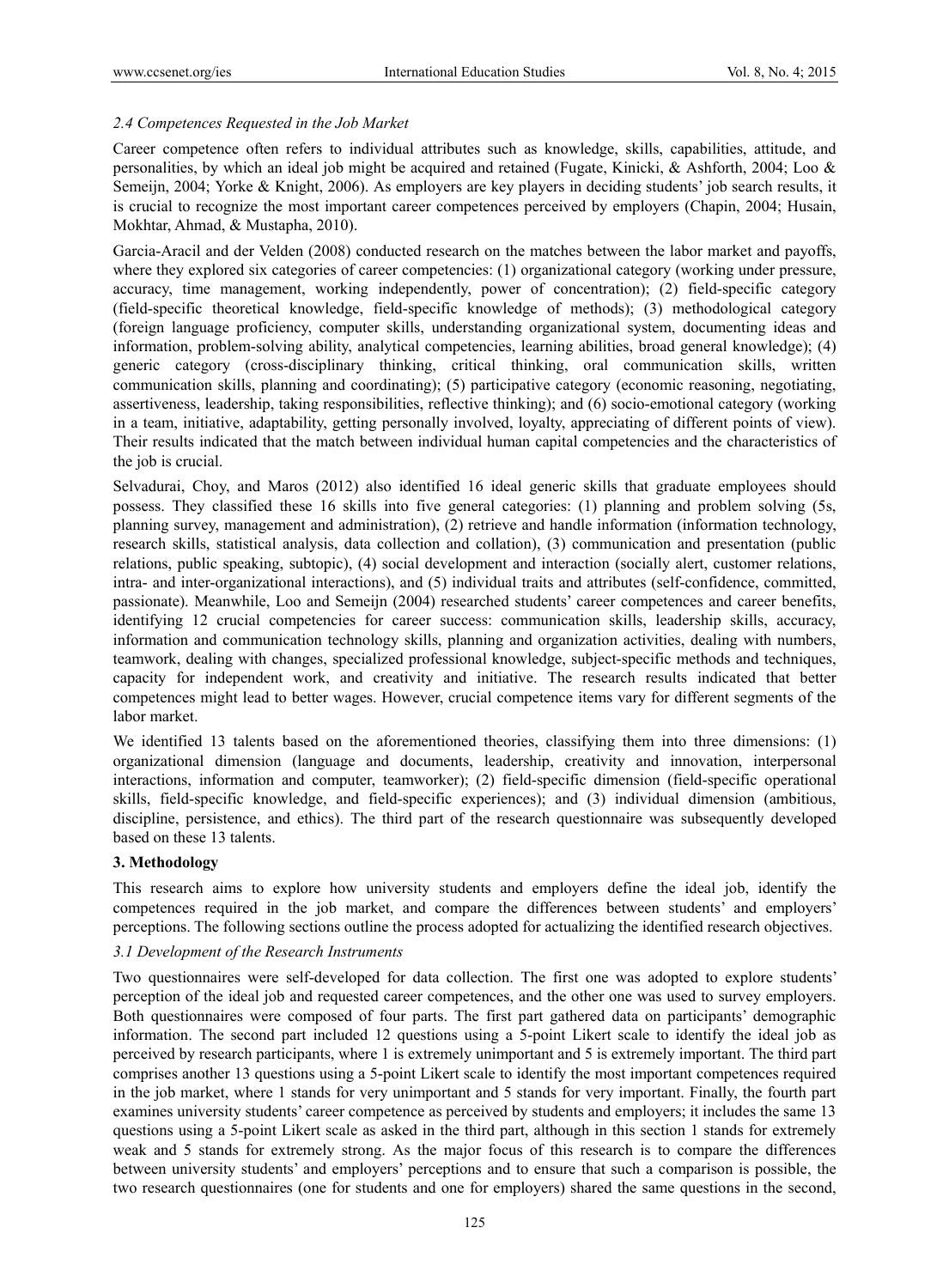### *2.4 Competences Requested in the Job Market*

Career competence often refers to individual attributes such as knowledge, skills, capabilities, attitude, and personalities, by which an ideal job might be acquired and retained (Fugate, Kinicki, & Ashforth, 2004; Loo & Semeijn, 2004; Yorke & Knight, 2006). As employers are key players in deciding students' job search results, it is crucial to recognize the most important career competences perceived by employers (Chapin, 2004; Husain, Mokhtar, Ahmad, & Mustapha, 2010).

Garcia-Aracil and der Velden (2008) conducted research on the matches between the labor market and payoffs, where they explored six categories of career competencies: (1) organizational category (working under pressure, accuracy, time management, working independently, power of concentration); (2) field-specific category (field-specific theoretical knowledge, field-specific knowledge of methods); (3) methodological category (foreign language proficiency, computer skills, understanding organizational system, documenting ideas and information, problem-solving ability, analytical competencies, learning abilities, broad general knowledge); (4) generic category (cross-disciplinary thinking, critical thinking, oral communication skills, written communication skills, planning and coordinating); (5) participative category (economic reasoning, negotiating, assertiveness, leadership, taking responsibilities, reflective thinking); and (6) socio-emotional category (working in a team, initiative, adaptability, getting personally involved, loyalty, appreciating of different points of view). Their results indicated that the match between individual human capital competencies and the characteristics of the job is crucial.

Selvadurai, Choy, and Maros (2012) also identified 16 ideal generic skills that graduate employees should possess. They classified these 16 skills into five general categories: (1) planning and problem solving (5s, planning survey, management and administration), (2) retrieve and handle information (information technology, research skills, statistical analysis, data collection and collation), (3) communication and presentation (public relations, public speaking, subtopic), (4) social development and interaction (socially alert, customer relations, intra- and inter-organizational interactions), and (5) individual traits and attributes (self-confidence, committed, passionate). Meanwhile, Loo and Semeijn (2004) researched students' career competences and career benefits, identifying 12 crucial competencies for career success: communication skills, leadership skills, accuracy, information and communication technology skills, planning and organization activities, dealing with numbers, teamwork, dealing with changes, specialized professional knowledge, subject-specific methods and techniques, capacity for independent work, and creativity and initiative. The research results indicated that better competences might lead to better wages. However, crucial competence items vary for different segments of the labor market.

We identified 13 talents based on the aforementioned theories, classifying them into three dimensions: (1) organizational dimension (language and documents, leadership, creativity and innovation, interpersonal interactions, information and computer, teamworker); (2) field-specific dimension (field-specific operational skills, field-specific knowledge, and field-specific experiences); and (3) individual dimension (ambitious, discipline, persistence, and ethics). The third part of the research questionnaire was subsequently developed based on these 13 talents.

## 3. Methodology

This research aims to explore how university students and employers define the ideal job, identify the competences required in the job market, and compare the differences between students' and employers' perceptions. The following sections outline the process adopted for actualizing the identified research objectives.

### *3.1 Development of the Research Instruments*

Two questionnaires were self-developed for data collection. The first one was adopted to explore students' perception of the ideal job and requested career competences, and the other one was used to survey employers. Both questionnaires were composed of four parts. The first part gathered data on participants' demographic information. The second part included 12 questions using a 5-point Likert scale to identify the ideal job as perceived by research participants, where 1 is extremely unimportant and 5 is extremely important. The third part comprises another 13 questions using a 5-point Likert scale to identify the most important competences required in the job market, where 1 stands for very unimportant and 5 stands for very important. Finally, the fourth part examines university students' career competence as perceived by students and employers; it includes the same 13 questions using a 5-point Likert scale as asked in the third part, although in this section 1 stands for extremely weak and 5 stands for extremely strong. As the major focus of this research is to compare the differences between university students' and employers' perceptions and to ensure that such a comparison is possible, the two research questionnaires (one for students and one for employers) shared the same questions in the second,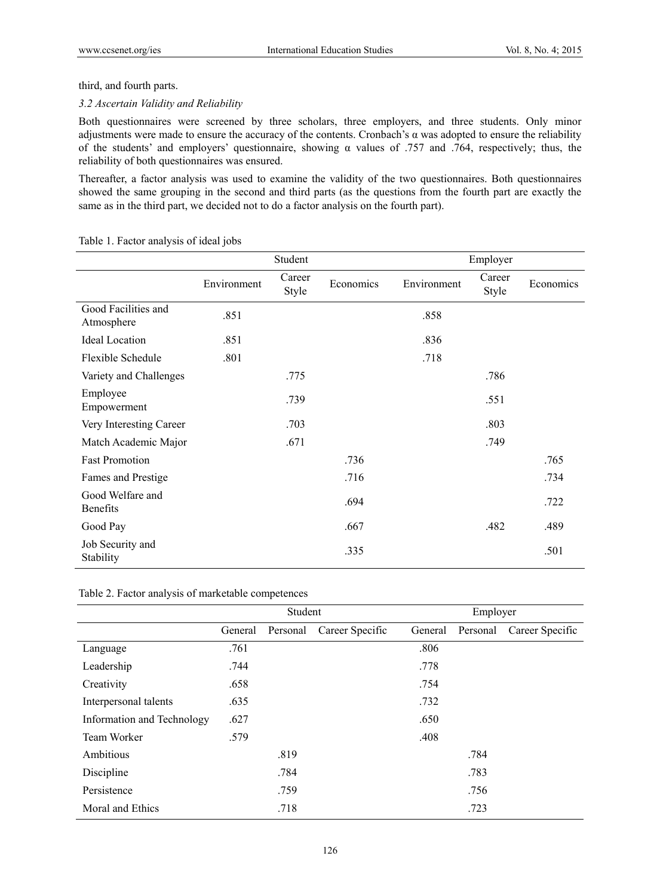third, and fourth parts.

### *3.2 Ascertain Validity and Reliability*

Both questionnaires were screened by three scholars, three employers, and three students. Only minor adjustments were made to ensure the accuracy of the contents. Cronbach's α was adopted to ensure the reliability of the students' and employers' questionnaire, showing α values of .757 and .764, respectively; thus, the reliability of both questionnaires was ensured.

Thereafter, a factor analysis was used to examine the validity of the two questionnaires. Both questionnaires showed the same grouping in the second and third parts (as the questions from the fourth part are exactly the same as in the third part, we decided not to do a factor analysis on the fourth part).

Table 1. Factor analysis of ideal jobs

| | Student | | | Employer | | |
|---|---|---|---|---|---|---|
| | Environment | Career Style | Economics | Environment | Career Style | Economics |
| Good Facilities and Atmosphere | .851 | | | .858 | | |
| Ideal Location | .851 | | | .836 | | |
| Flexible Schedule | .801 | | | .718 | | |
| Variety and Challenges | | .775 | | | .786 | |
| Employee Empowerment | | .739 | | | .551 | |
| Very Interesting Career | | .703 | | | .803 | |
| Match Academic Major | | .671 | | | .749 | |
| Fast Promotion | | | .736 | | | .765 |
| Fames and Prestige | | | .716 | | | .734 |
| Good Welfare and Benefits | | | .694 | | | .722 |
| Good Pay | | | .667 | | .482 | .489 |
| Job Security and Stability | | | .335 | | | .501 |

Table 2. Factor analysis of marketable competences

| | Student | | | Employer | | |
|---|---|---|---|---|---|---|
| | General | Personal | Career Specific | General | Personal | Career Specific |
| Language | .761 | | | .806 | | |
| Leadership | .744 | | | .778 | | |
| Creativity | .658 | | | .754 | | |
| Interpersonal talents | .635 | | | .732 | | |
| Information and Technology | .627 | | | .650 | | |
| Team Worker | .579 | | | .408 | | |
| Ambitious | | .819 | | | .784 | |
| Discipline | | .784 | | | .783 | |
| Persistence | | .759 | | | .756 | |
| Moral and Ethics | | .718 | | | .723 | |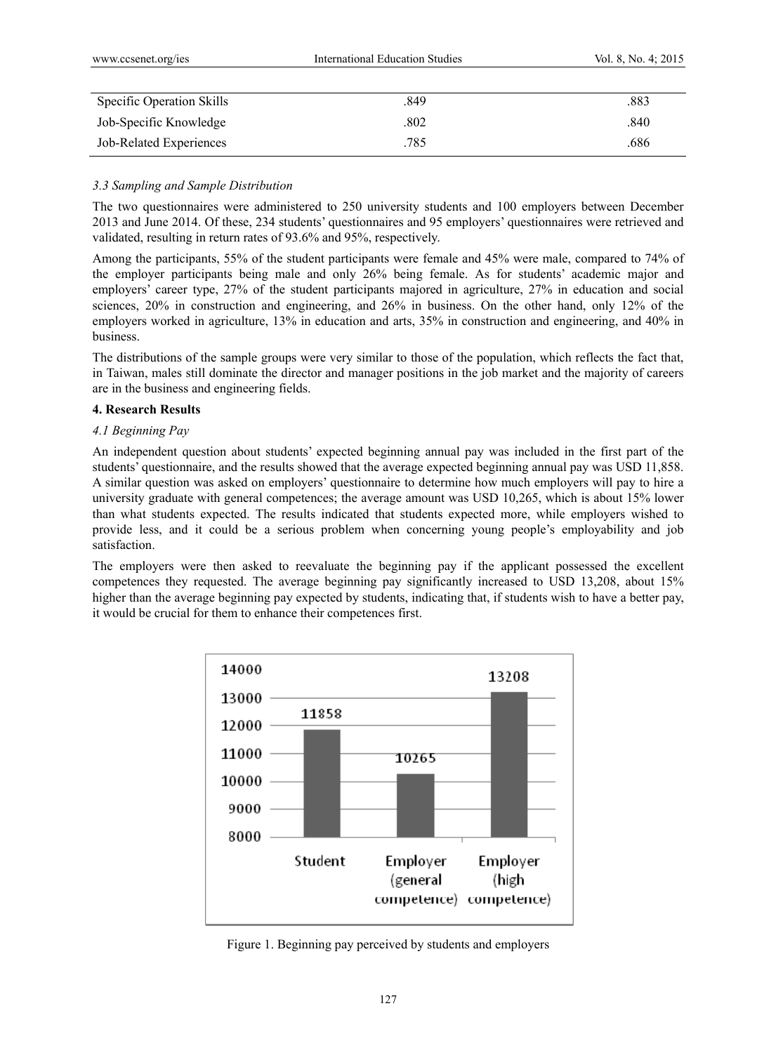| | | |
|---|---|---|
| Specific Operation Skills | .849 | .883 |
| Job-Specific Knowledge | .802 | .840 |
| Job-Related Experiences | .785 | .686 |

### *3.3 Sampling and Sample Distribution*

The two questionnaires were administered to 250 university students and 100 employers between December 2013 and June 2014. Of these, 234 students' questionnaires and 95 employers' questionnaires were retrieved and validated, resulting in return rates of 93.6% and 95%, respectively.

Among the participants, 55% of the student participants were female and 45% were male, compared to 74% of the employer participants being male and only 26% being female. As for students' academic major and employers' career type, 27% of the student participants majored in agriculture, 27% in education and social sciences, 20% in construction and engineering, and 26% in business. On the other hand, only 12% of the employers worked in agriculture, 13% in education and arts, 35% in construction and engineering, and 40% in business.

The distributions of the sample groups were very similar to those of the population, which reflects the fact that, in Taiwan, males still dominate the director and manager positions in the job market and the majority of careers are in the business and engineering fields.

## 4. Research Results

### *4.1 Beginning Pay*

An independent question about students' expected beginning annual pay was included in the first part of the students' questionnaire, and the results showed that the average expected beginning annual pay was USD 11,858. A similar question was asked on employers' questionnaire to determine how much employers will pay to hire a university graduate with general competences; the average amount was USD 10,265, which is about 15% lower than what students expected. The results indicated that students expected more, while employers wished to provide less, and it could be a serious problem when concerning young people's employability and job satisfaction.

The employers were then asked to reevaluate the beginning pay if the applicant possessed the excellent competences they requested. The average beginning pay significantly increased to USD 13,208, about 15% higher than the average beginning pay expected by students, indicating that, if students wish to have a better pay, it would be crucial for them to enhance their competences first.

Figure 1. Beginning pay perceived by students and employers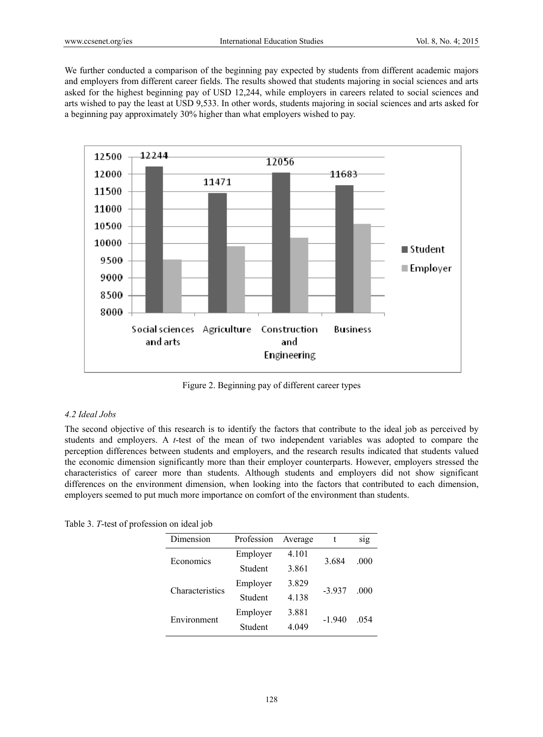We further conducted a comparison of the beginning pay expected by students from different academic majors and employers from different career fields. The results showed that students majoring in social sciences and arts asked for the highest beginning pay of USD 12,244, while employers in careers related to social sciences and arts wished to pay the least at USD 9,533. In other words, students majoring in social sciences and arts asked for a beginning pay approximately 30% higher than what employers wished to pay.

Figure 2. Beginning pay of different career types

### 4.2 Ideal Jobs

The second objective of this research is to identify the factors that contribute to the ideal job as perceived by students and employers. A *t*-test of the mean of two independent variables was adopted to compare the perception differences between students and employers, and the research results indicated that students valued the economic dimension significantly more than their employer counterparts. However, employers stressed the characteristics of career more than students. Although students and employers did not show significant differences on the environment dimension, when looking into the factors that contributed to each dimension, employers seemed to put much more importance on comfort of the environment than students.

Table 3. *T*-test of profession on ideal job

| Dimension | Profession | Average | t | sig |
|---|---|---|---|---|
| Economics | Employer | 4.101 | 3.684 | .000 |
| | Student | 3.861 | | |
| Characteristics | Employer | 3.829 | -3.937 | .000 |
| | Student | 4.138 | | |
| Environment | Employer | 3.881 | -1.940 | .054 |
| | Student | 4.049 | | |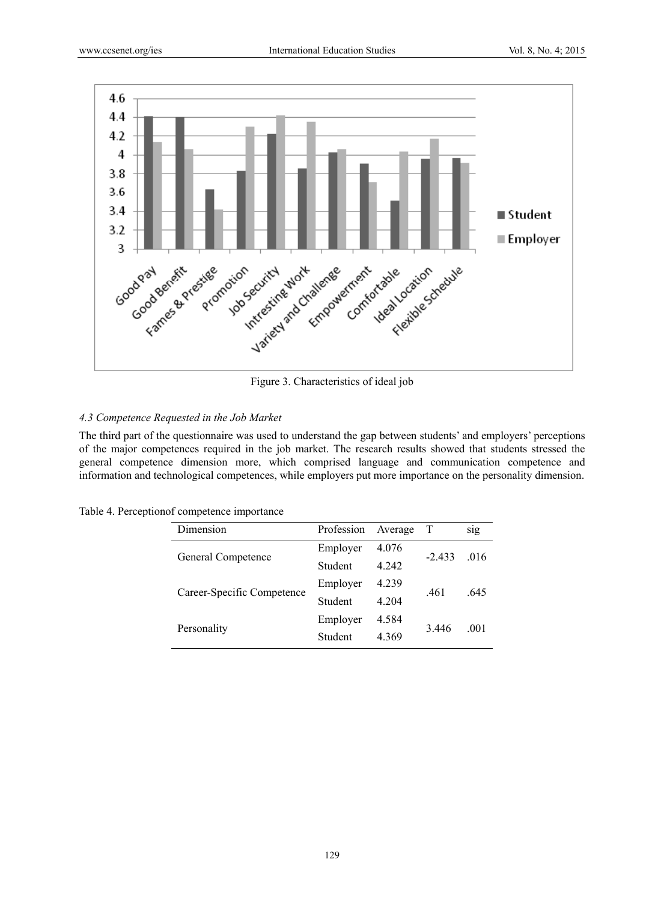Figure 3. Characteristics of ideal job

### *4.3 Competence Requested in the Job Market*

The third part of the questionnaire was used to understand the gap between students' and employers' perceptions of the major competences required in the job market. The research results showed that students stressed the general competence dimension more, which comprised language and communication competence and information and technological competences, while employers put more importance on the personality dimension.

Table 4. Perceptionof competence importance

| Dimension | Profession | Average | T | sig |
|---|---|---|---|---|
| General Competence | Employer | 4.076 | -2.433 | .016 |
| | Student | 4.242 | | |
| Career-Specific Competence | Employer | 4.239 | .461 | .645 |
| | Student | 4.204 | | |
| Personality | Employer | 4.584 | 3.446 | .001 |
| | Student | 4.369 | | |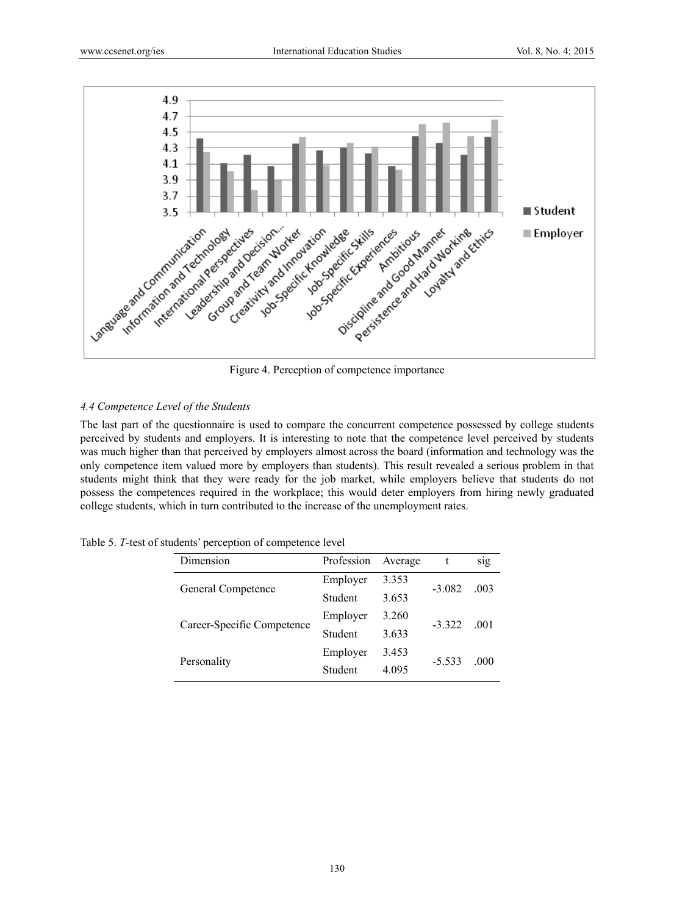Figure 4. Perception of competence importance

### *4.4 Competence Level of the Students*

The last part of the questionnaire is used to compare the concurrent competence possessed by college students perceived by students and employers. It is interesting to note that the competence level perceived by students was much higher than that perceived by employers almost across the board (information and technology was the only competence item valued more by employers than students). This result revealed a serious problem in that students might think that they were ready for the job market, while employers believe that students do not possess the competences required in the workplace; this would deter employers from hiring newly graduated college students, which in turn contributed to the increase of the unemployment rates.

Table 5. *T*-test of students' perception of competence level

| Dimension | Profession | Average | t | sig |
|---|---|---|---|---|
| General Competence | Employer | 3.353 | -3.082 | .003 |
| | Student | 3.653 | | |
| Career-Specific Competence | Employer | 3.260 | -3.322 | .001 |
| | Student | 3.633 | | |
| Personality | Employer | 3.453 | -5.533 | .000 |
| | Student | 4.095 | | |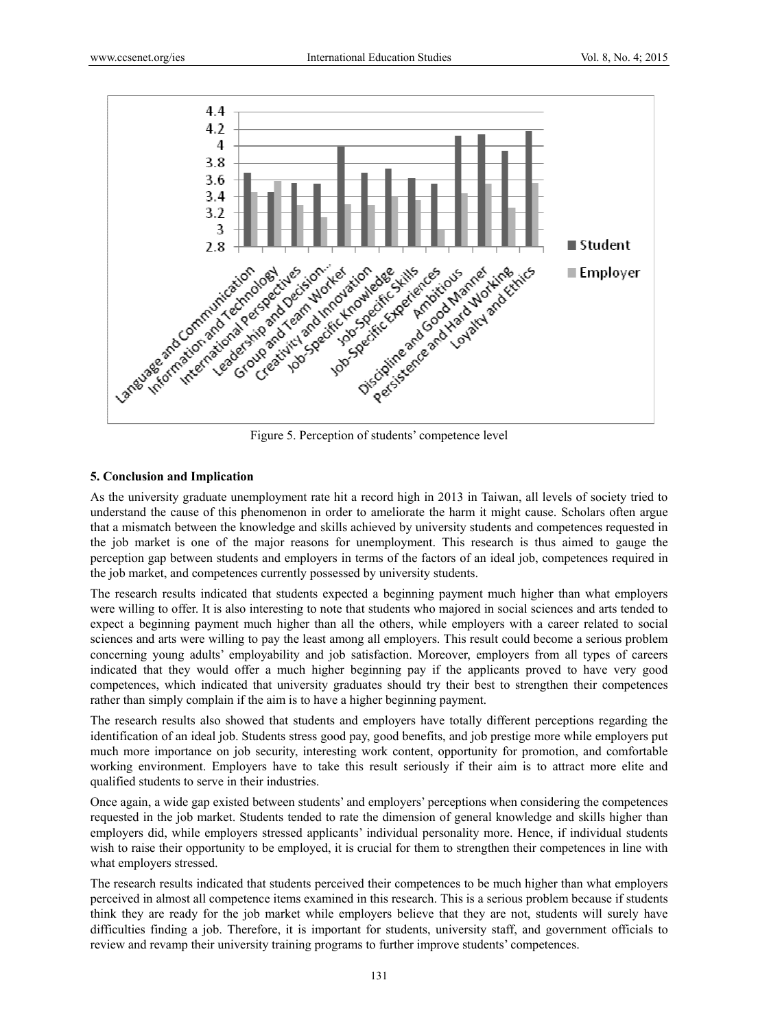4.4
4.2
4
3.8
3.6
3.4
3.2
3
2.8

■ Student
■ Employer

Language and Communication
Information and Technology
International Perspectives
Leadership and Decision...
Group and Team Worker
Creativity and Innovation
Job-Specific Knowledge
Job-Specific Skills
Job-Specific Experiences
Ambitious
Discipline and Good Manner
Persistence and Hard Working
Loyalty and Ethics

Figure 5. Perception of students' competence level

## 5. Conclusion and Implication

As the university graduate unemployment rate hit a record high in 2013 in Taiwan, all levels of society tried to understand the cause of this phenomenon in order to ameliorate the harm it might cause. Scholars often argue that a mismatch between the knowledge and skills achieved by university students and competences requested in the job market is one of the major reasons for unemployment. This research is thus aimed to gauge the perception gap between students and employers in terms of the factors of an ideal job, competences required in the job market, and competences currently possessed by university students.

The research results indicated that students expected a beginning payment much higher than what employers were willing to offer. It is also interesting to note that students who majored in social sciences and arts tended to expect a beginning payment much higher than all the others, while employers with a career related to social sciences and arts were willing to pay the least among all employers. This result could become a serious problem concerning young adults' employability and job satisfaction. Moreover, employers from all types of careers indicated that they would offer a much higher beginning pay if the applicants proved to have very good competences, which indicated that university graduates should try their best to strengthen their competences rather than simply complain if the aim is to have a higher beginning payment.

The research results also showed that students and employers have totally different perceptions regarding the identification of an ideal job. Students stress good pay, good benefits, and job prestige more while employers put much more importance on job security, interesting work content, opportunity for promotion, and comfortable working environment. Employers have to take this result seriously if their aim is to attract more elite and qualified students to serve in their industries.

Once again, a wide gap existed between students' and employers' perceptions when considering the competences requested in the job market. Students tended to rate the dimension of general knowledge and skills higher than employers did, while employers stressed applicants' individual personality more. Hence, if individual students wish to raise their opportunity to be employed, it is crucial for them to strengthen their competences in line with what employers stressed.

The research results indicated that students perceived their competences to be much higher than what employers perceived in almost all competence items examined in this research. This is a serious problem because if students think they are ready for the job market while employers believe that they are not, students will surely have difficulties finding a job. Therefore, it is important for students, university staff, and government officials to review and revamp their university training programs to further improve students' competences.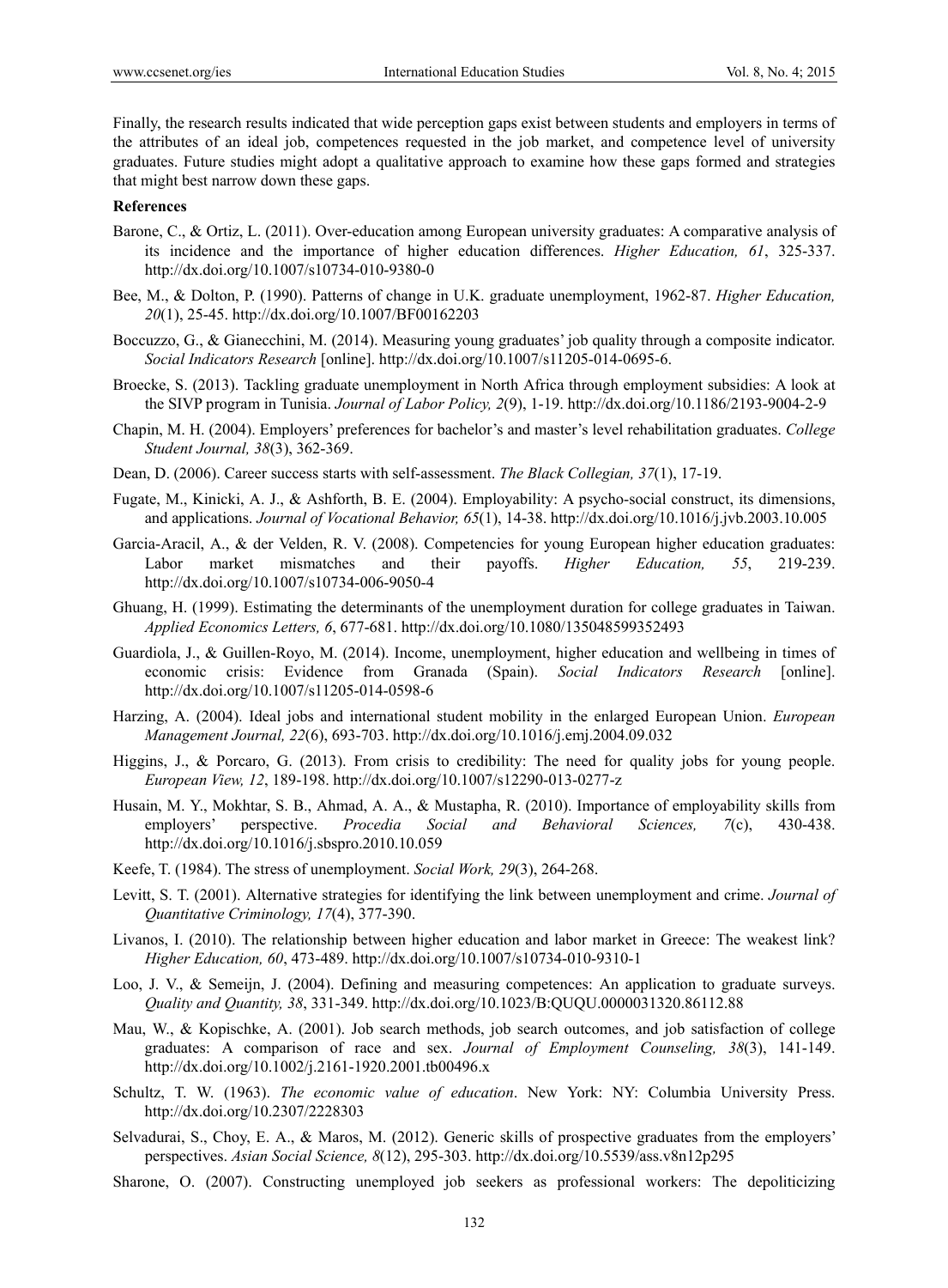Finally, the research results indicated that wide perception gaps exist between students and employers in terms of the attributes of an ideal job, competences requested in the job market, and competence level of university graduates. Future studies might adopt a qualitative approach to examine how these gaps formed and strategies that might best narrow down these gaps.

**References**

Barone, C., & Ortiz, L. (2011). Over-education among European university graduates: A comparative analysis of its incidence and the importance of higher education differences. *Higher Education, 61*, 325-337. http://dx.doi.org/10.1007/s10734-010-9380-0

Bee, M., & Dolton, P. (1990). Patterns of change in U.K. graduate unemployment, 1962-87. *Higher Education, 20*(1), 25-45. http://dx.doi.org/10.1007/BF00162203

Boccuzzo, G., & Gianecchini, M. (2014). Measuring young graduates' job quality through a composite indicator. *Social Indicators Research* [online]. http://dx.doi.org/10.1007/s11205-014-0695-6.

Broecke, S. (2013). Tackling graduate unemployment in North Africa through employment subsidies: A look at the SIVP program in Tunisia. *Journal of Labor Policy, 2*(9), 1-19. http://dx.doi.org/10.1186/2193-9004-2-9

Chapin, M. H. (2004). Employers' preferences for bachelor's and master's level rehabilitation graduates. *College Student Journal, 38*(3), 362-369.

Dean, D. (2006). Career success starts with self-assessment. *The Black Collegian, 37*(1), 17-19.

Fugate, M., Kinicki, A. J., & Ashforth, B. E. (2004). Employability: A psycho-social construct, its dimensions, and applications. *Journal of Vocational Behavior, 65*(1), 14-38. http://dx.doi.org/10.1016/j.jvb.2003.10.005

Garcia-Aracil, A., & der Velden, R. V. (2008). Competencies for young European higher education graduates: Labor market mismatches and their payoffs. *Higher Education, 55*, 219-239. http://dx.doi.org/10.1007/s10734-006-9050-4

Ghuang, H. (1999). Estimating the determinants of the unemployment duration for college graduates in Taiwan. *Applied Economics Letters, 6*, 677-681. http://dx.doi.org/10.1080/135048599352493

Guardiola, J., & Guillen-Royo, M. (2014). Income, unemployment, higher education and wellbeing in times of economic crisis: Evidence from Granada (Spain). *Social Indicators Research* [online]. http://dx.doi.org/10.1007/s11205-014-0598-6

Harzing, A. (2004). Ideal jobs and international student mobility in the enlarged European Union. *European Management Journal, 22*(6), 693-703. http://dx.doi.org/10.1016/j.emj.2004.09.032

Higgins, J., & Porcaro, G. (2013). From crisis to credibility: The need for quality jobs for young people. *European View, 12*, 189-198. http://dx.doi.org/10.1007/s12290-013-0277-z

Husain, M. Y., Mokhtar, S. B., Ahmad, A. A., & Mustapha, R. (2010). Importance of employability skills from employers' perspective. *Procedia Social and Behavioral Sciences, 7*(c), 430-438. http://dx.doi.org/10.1016/j.sbspro.2010.10.059

Keefe, T. (1984). The stress of unemployment. *Social Work, 29*(3), 264-268.

Levitt, S. T. (2001). Alternative strategies for identifying the link between unemployment and crime. *Journal of Quantitative Criminology, 17*(4), 377-390.

Livanos, I. (2010). The relationship between higher education and labor market in Greece: The weakest link? *Higher Education, 60*, 473-489. http://dx.doi.org/10.1007/s10734-010-9310-1

Loo, J. V., & Semeijn, J. (2004). Defining and measuring competences: An application to graduate surveys. *Quality and Quantity, 38*, 331-349. http://dx.doi.org/10.1023/B:QUQU.0000031320.86112.88

Mau, W., & Kopischke, A. (2001). Job search methods, job search outcomes, and job satisfaction of college graduates: A comparison of race and sex. *Journal of Employment Counseling, 38*(3), 141-149. http://dx.doi.org/10.1002/j.2161-1920.2001.tb00496.x

Schultz, T. W. (1963). *The economic value of education*. New York: NY: Columbia University Press. http://dx.doi.org/10.2307/2228303

Selvadurai, S., Choy, E. A., & Maros, M. (2012). Generic skills of prospective graduates from the employers' perspectives. *Asian Social Science, 8*(12), 295-303. http://dx.doi.org/10.5539/ass.v8n12p295

Sharone, O. (2007). Constructing unemployed job seekers as professional workers: The depoliticizing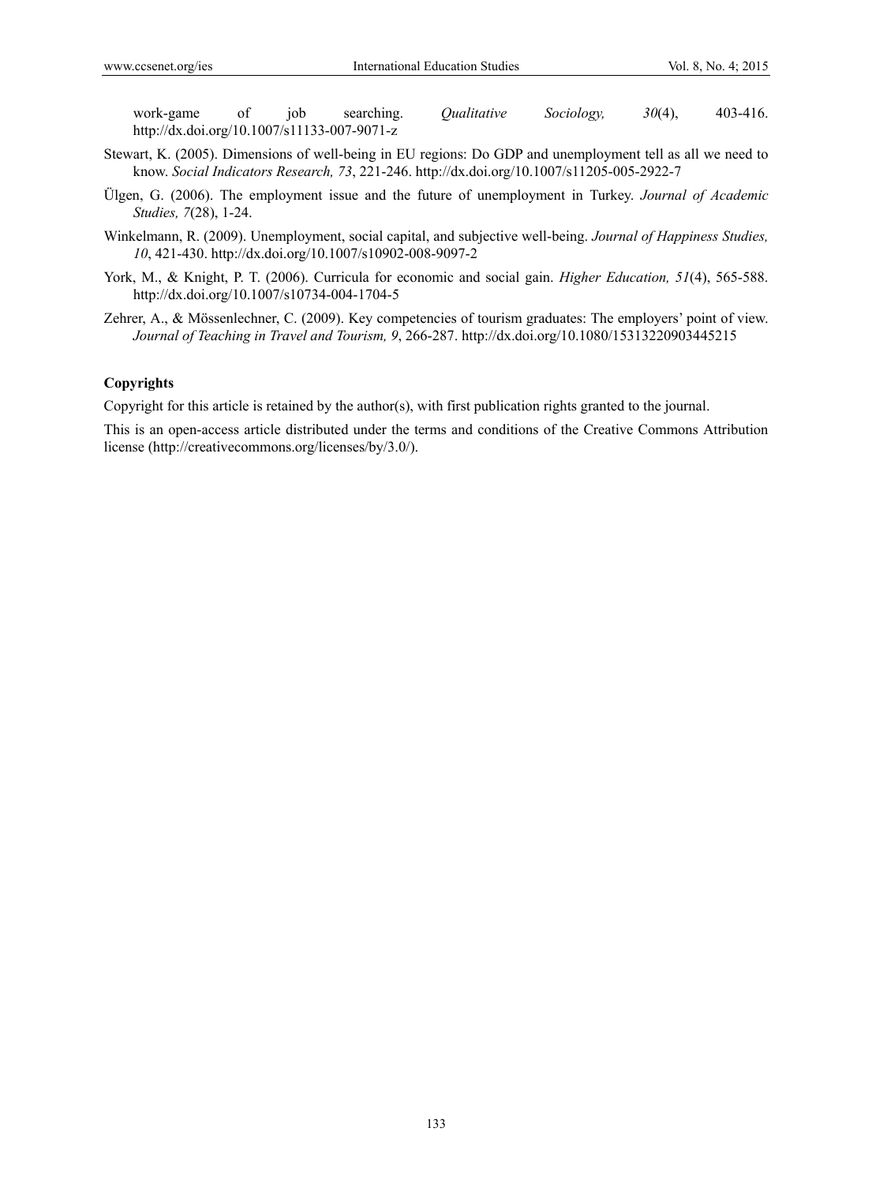work-game of job searching. *Qualitative Sociology, 30*(4), 403-416. http://dx.doi.org/10.1007/s11133-007-9071-z

Stewart, K. (2005). Dimensions of well-being in EU regions: Do GDP and unemployment tell as all we need to know. *Social Indicators Research, 73*, 221-246. http://dx.doi.org/10.1007/s11205-005-2922-7

Ülgen, G. (2006). The employment issue and the future of unemployment in Turkey. *Journal of Academic Studies, 7*(28), 1-24.

Winkelmann, R. (2009). Unemployment, social capital, and subjective well-being. *Journal of Happiness Studies, 10*, 421-430. http://dx.doi.org/10.1007/s10902-008-9097-2

York, M., & Knight, P. T. (2006). Curricula for economic and social gain. *Higher Education, 51*(4), 565-588. http://dx.doi.org/10.1007/s10734-004-1704-5

Zehrer, A., & Mössenlechner, C. (2009). Key competencies of tourism graduates: The employers' point of view. *Journal of Teaching in Travel and Tourism, 9*, 266-287. http://dx.doi.org/10.1080/15313220903445215

**Copyrights**

Copyright for this article is retained by the author(s), with first publication rights granted to the journal.

This is an open-access article distributed under the terms and conditions of the Creative Commons Attribution license (http://creativecommons.org/licenses/by/3.0/).